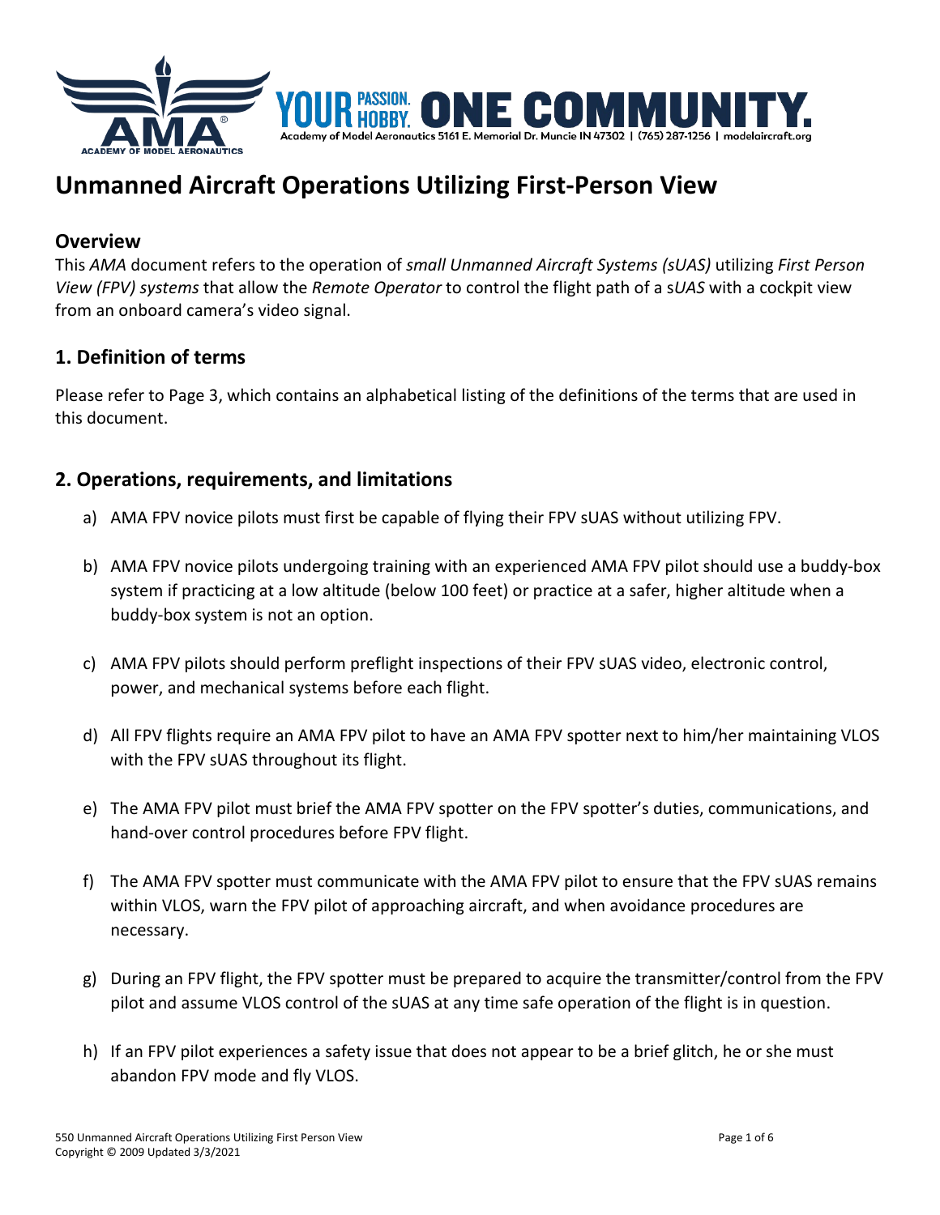# Unmanned Aircraft Operations Utilizing First-Person View

## Overview

This *AMA* document refers to the operation of *small Unmanned Aircraft Systems (sUAS)* utilizing *First Person View (FPV) systems* that allow the *Remote Operator* to control the flight path of a s*UAS* with a cockpit view from an onboard camera's video signal.

## 1. Definition of terms

Please refer to Page 3, which contains an alphabetical listing of the definitions of the terms that are used in this document.

## 2. Operations, requirements, and limitations

a) AMA FPV novice pilots must first be capable of flying their FPV sUAS without utilizing FPV.

b) AMA FPV novice pilots undergoing training with an experienced AMA FPV pilot should use a buddy-box system if practicing at a low altitude (below 100 feet) or practice at a safer, higher altitude when a buddy-box system is not an option.

c) AMA FPV pilots should perform preflight inspections of their FPV sUAS video, electronic control, power, and mechanical systems before each flight.

d) All FPV flights require an AMA FPV pilot to have an AMA FPV spotter next to him/her maintaining VLOS with the FPV sUAS throughout its flight.

e) The AMA FPV pilot must brief the AMA FPV spotter on the FPV spotter's duties, communications, and hand-over control procedures before FPV flight.

f) The AMA FPV spotter must communicate with the AMA FPV pilot to ensure that the FPV sUAS remains within VLOS, warn the FPV pilot of approaching aircraft, and when avoidance procedures are necessary.

g) During an FPV flight, the FPV spotter must be prepared to acquire the transmitter/control from the FPV pilot and assume VLOS control of the sUAS at any time safe operation of the flight is in question.

h) If an FPV pilot experiences a safety issue that does not appear to be a brief glitch, he or she must abandon FPV mode and fly VLOS.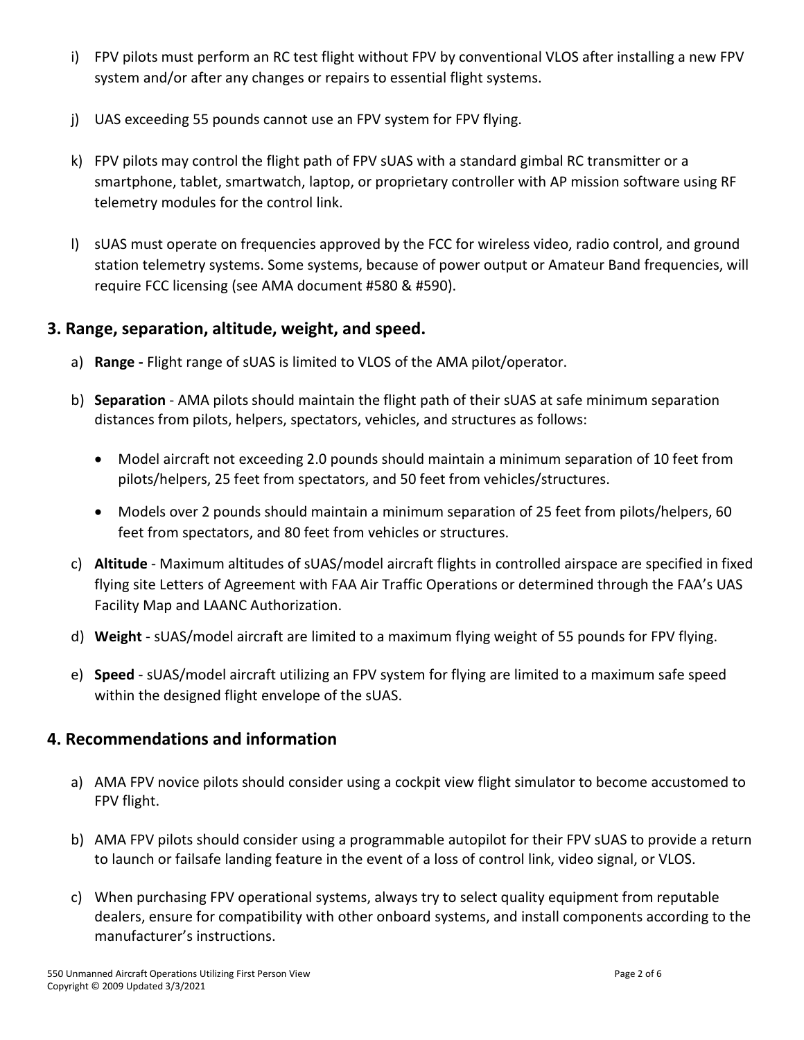i) FPV pilots must perform an RC test flight without FPV by conventional VLOS after installing a new FPV system and/or after any changes or repairs to essential flight systems.

j) UAS exceeding 55 pounds cannot use an FPV system for FPV flying.

k) FPV pilots may control the flight path of FPV sUAS with a standard gimbal RC transmitter or a smartphone, tablet, smartwatch, laptop, or proprietary controller with AP mission software using RF telemetry modules for the control link.

l) sUAS must operate on frequencies approved by the FCC for wireless video, radio control, and ground station telemetry systems. Some systems, because of power output or Amateur Band frequencies, will require FCC licensing (see AMA document #580 & #590).

## 3. Range, separation, altitude, weight, and speed.

a) **Range -** Flight range of sUAS is limited to VLOS of the AMA pilot/operator.

b) **Separation** - AMA pilots should maintain the flight path of their sUAS at safe minimum separation distances from pilots, helpers, spectators, vehicles, and structures as follows:

- Model aircraft not exceeding 2.0 pounds should maintain a minimum separation of 10 feet from pilots/helpers, 25 feet from spectators, and 50 feet from vehicles/structures.
- Models over 2 pounds should maintain a minimum separation of 25 feet from pilots/helpers, 60 feet from spectators, and 80 feet from vehicles or structures.

c) **Altitude** - Maximum altitudes of sUAS/model aircraft flights in controlled airspace are specified in fixed flying site Letters of Agreement with FAA Air Traffic Operations or determined through the FAA's UAS Facility Map and LAANC Authorization.

d) **Weight** - sUAS/model aircraft are limited to a maximum flying weight of 55 pounds for FPV flying.

e) **Speed** - sUAS/model aircraft utilizing an FPV system for flying are limited to a maximum safe speed within the designed flight envelope of the sUAS.

## 4. Recommendations and information

a) AMA FPV novice pilots should consider using a cockpit view flight simulator to become accustomed to FPV flight.

b) AMA FPV pilots should consider using a programmable autopilot for their FPV sUAS to provide a return to launch or failsafe landing feature in the event of a loss of control link, video signal, or VLOS.

c) When purchasing FPV operational systems, always try to select quality equipment from reputable dealers, ensure for compatibility with other onboard systems, and install components according to the manufacturer's instructions.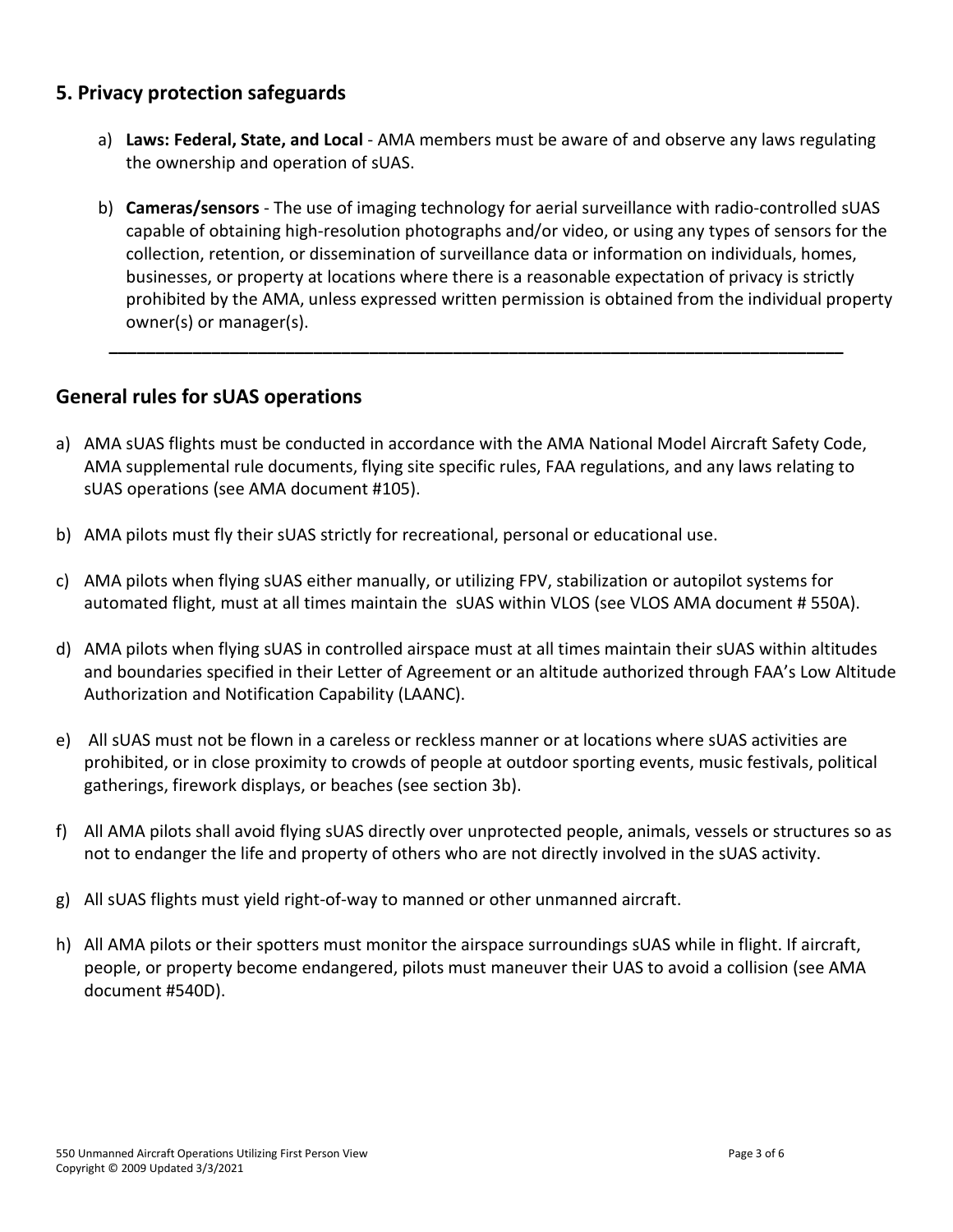## 5. Privacy protection safeguards

a) **Laws: Federal, State, and Local** - AMA members must be aware of and observe any laws regulating the ownership and operation of sUAS.

b) **Cameras/sensors** - The use of imaging technology for aerial surveillance with radio-controlled sUAS capable of obtaining high-resolution photographs and/or video, or using any types of sensors for the collection, retention, or dissemination of surveillance data or information on individuals, homes, businesses, or property at locations where there is a reasonable expectation of privacy is strictly prohibited by the AMA, unless expressed written permission is obtained from the individual property owner(s) or manager(s).

---

## General rules for sUAS operations

a) AMA sUAS flights must be conducted in accordance with the AMA National Model Aircraft Safety Code, AMA supplemental rule documents, flying site specific rules, FAA regulations, and any laws relating to sUAS operations (see AMA document #105).

b) AMA pilots must fly their sUAS strictly for recreational, personal or educational use.

c) AMA pilots when flying sUAS either manually, or utilizing FPV, stabilization or autopilot systems for automated flight, must at all times maintain the sUAS within VLOS (see VLOS AMA document # 550A).

d) AMA pilots when flying sUAS in controlled airspace must at all times maintain their sUAS within altitudes and boundaries specified in their Letter of Agreement or an altitude authorized through FAA's Low Altitude Authorization and Notification Capability (LAANC).

e) All sUAS must not be flown in a careless or reckless manner or at locations where sUAS activities are prohibited, or in close proximity to crowds of people at outdoor sporting events, music festivals, political gatherings, firework displays, or beaches (see section 3b).

f) All AMA pilots shall avoid flying sUAS directly over unprotected people, animals, vessels or structures so as not to endanger the life and property of others who are not directly involved in the sUAS activity.

g) All sUAS flights must yield right-of-way to manned or other unmanned aircraft.

h) All AMA pilots or their spotters must monitor the airspace surroundings sUAS while in flight. If aircraft, people, or property become endangered, pilots must maneuver their UAS to avoid a collision (see AMA document #540D).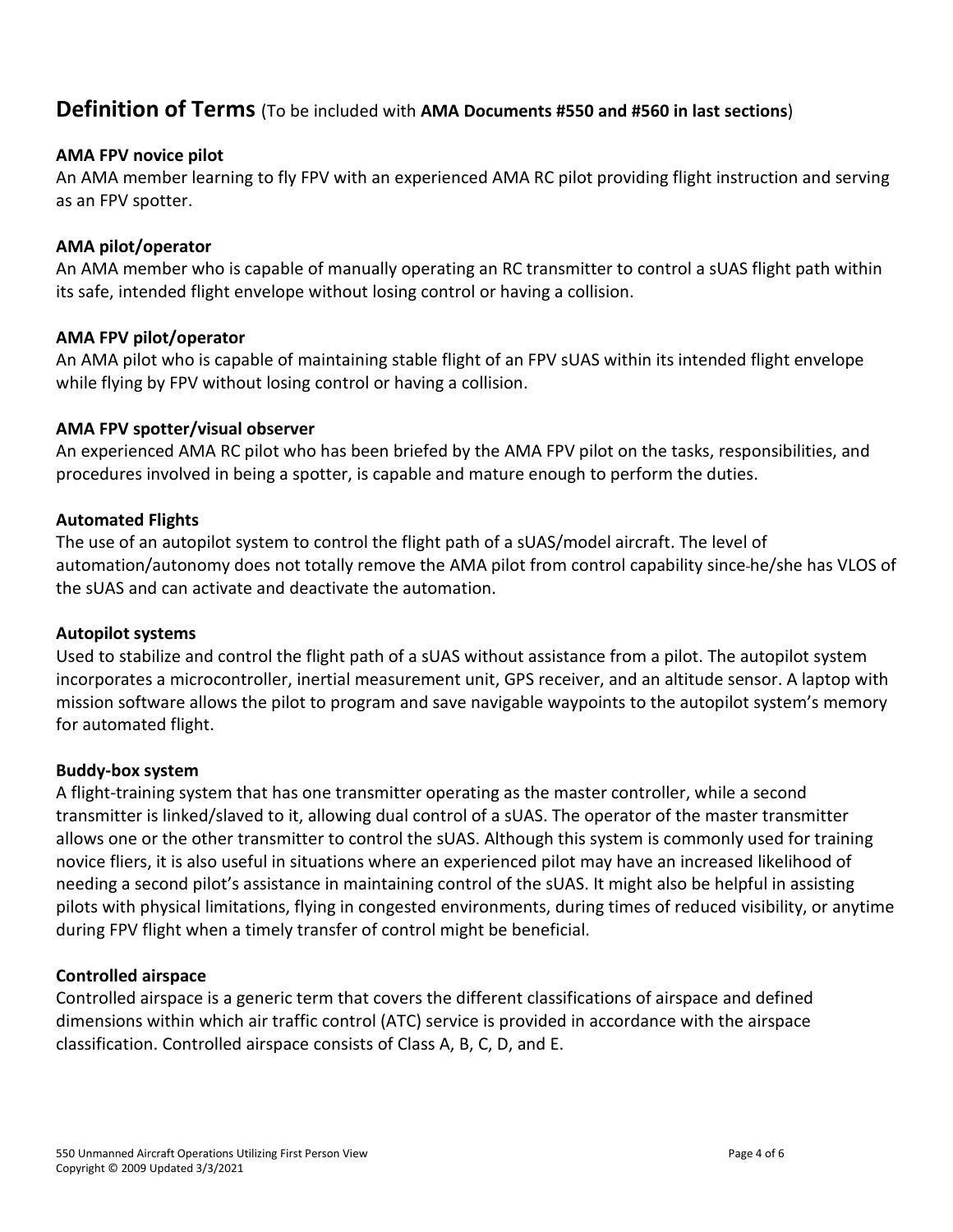## Definition of Terms (To be included with **AMA Documents #550 and #560 in last sections**)

**AMA FPV novice pilot**
An AMA member learning to fly FPV with an experienced AMA RC pilot providing flight instruction and serving as an FPV spotter.

**AMA pilot/operator**
An AMA member who is capable of manually operating an RC transmitter to control a sUAS flight path within its safe, intended flight envelope without losing control or having a collision.

**AMA FPV pilot/operator**
An AMA pilot who is capable of maintaining stable flight of an FPV sUAS within its intended flight envelope while flying by FPV without losing control or having a collision.

**AMA FPV spotter/visual observer**
An experienced AMA RC pilot who has been briefed by the AMA FPV pilot on the tasks, responsibilities, and procedures involved in being a spotter, is capable and mature enough to perform the duties.

**Automated Flights**
The use of an autopilot system to control the flight path of a sUAS/model aircraft. The level of automation/autonomy does not totally remove the AMA pilot from control capability since he/she has VLOS of the sUAS and can activate and deactivate the automation.

**Autopilot systems**
Used to stabilize and control the flight path of a sUAS without assistance from a pilot. The autopilot system incorporates a microcontroller, inertial measurement unit, GPS receiver, and an altitude sensor. A laptop with mission software allows the pilot to program and save navigable waypoints to the autopilot system's memory for automated flight.

**Buddy-box system**
A flight-training system that has one transmitter operating as the master controller, while a second transmitter is linked/slaved to it, allowing dual control of a sUAS. The operator of the master transmitter allows one or the other transmitter to control the sUAS. Although this system is commonly used for training novice fliers, it is also useful in situations where an experienced pilot may have an increased likelihood of needing a second pilot's assistance in maintaining control of the sUAS. It might also be helpful in assisting pilots with physical limitations, flying in congested environments, during times of reduced visibility, or anytime during FPV flight when a timely transfer of control might be beneficial.

**Controlled airspace**
Controlled airspace is a generic term that covers the different classifications of airspace and defined dimensions within which air traffic control (ATC) service is provided in accordance with the airspace classification. Controlled airspace consists of Class A, B, C, D, and E.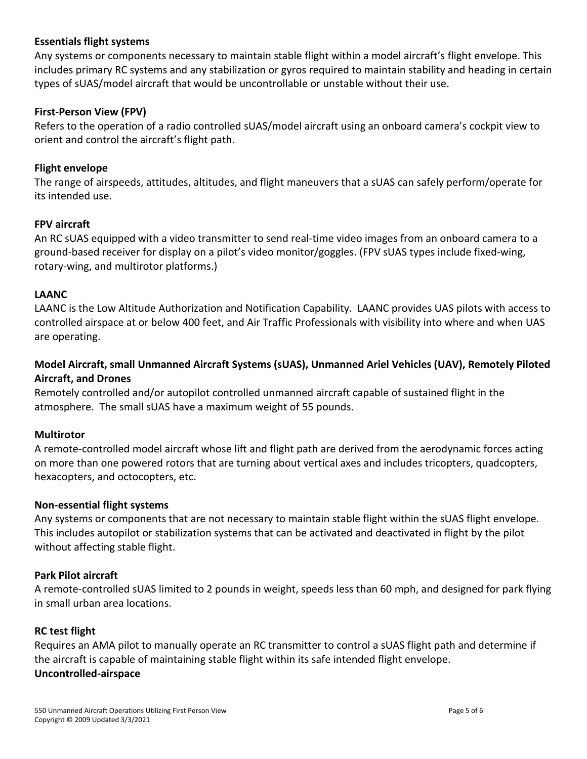**Essentials flight systems**

Any systems or components necessary to maintain stable flight within a model aircraft's flight envelope. This includes primary RC systems and any stabilization or gyros required to maintain stability and heading in certain types of sUAS/model aircraft that would be uncontrollable or unstable without their use.

**First-Person View (FPV)**

Refers to the operation of a radio controlled sUAS/model aircraft using an onboard camera's cockpit view to orient and control the aircraft's flight path.

**Flight envelope**

The range of airspeeds, attitudes, altitudes, and flight maneuvers that a sUAS can safely perform/operate for its intended use.

**FPV aircraft**

An RC sUAS equipped with a video transmitter to send real-time video images from an onboard camera to a ground-based receiver for display on a pilot's video monitor/goggles. (FPV sUAS types include fixed-wing, rotary-wing, and multirotor platforms.)

**LAANC**

LAANC is the Low Altitude Authorization and Notification Capability. LAANC provides UAS pilots with access to controlled airspace at or below 400 feet, and Air Traffic Professionals with visibility into where and when UAS are operating.

**Model Aircraft, small Unmanned Aircraft Systems (sUAS), Unmanned Ariel Vehicles (UAV), Remotely Piloted Aircraft, and Drones**

Remotely controlled and/or autopilot controlled unmanned aircraft capable of sustained flight in the atmosphere. The small sUAS have a maximum weight of 55 pounds.

**Multirotor**

A remote-controlled model aircraft whose lift and flight path are derived from the aerodynamic forces acting on more than one powered rotors that are turning about vertical axes and includes tricopters, quadcopters, hexacopters, and octocopters, etc.

**Non-essential flight systems**

Any systems or components that are not necessary to maintain stable flight within the sUAS flight envelope. This includes autopilot or stabilization systems that can be activated and deactivated in flight by the pilot without affecting stable flight.

**Park Pilot aircraft**

A remote-controlled sUAS limited to 2 pounds in weight, speeds less than 60 mph, and designed for park flying in small urban area locations.

**RC test flight**

Requires an AMA pilot to manually operate an RC transmitter to control a sUAS flight path and determine if the aircraft is capable of maintaining stable flight within its safe intended flight envelope.

**Uncontrolled-airspace**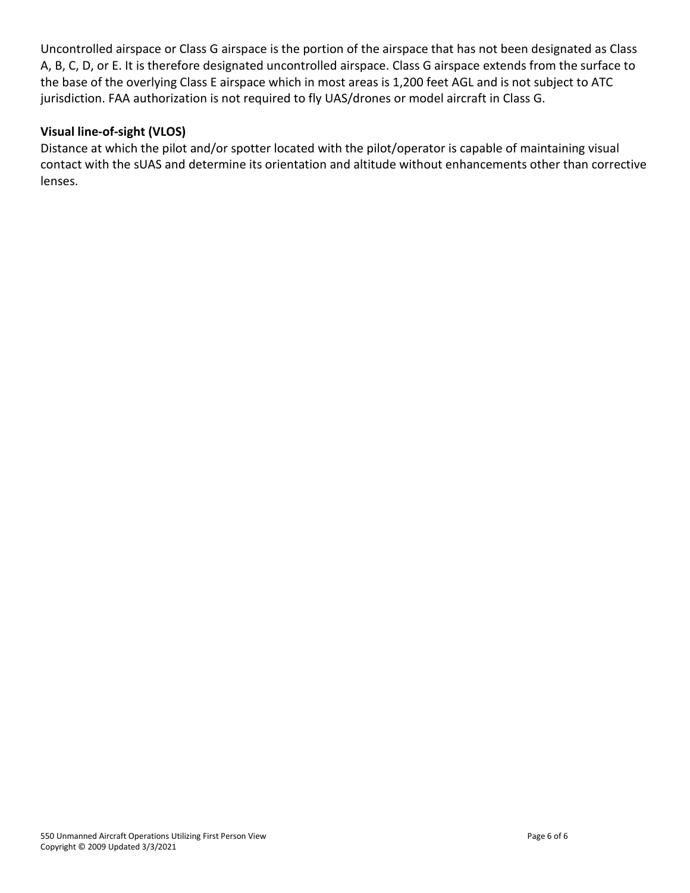Uncontrolled airspace or Class G airspace is the portion of the airspace that has not been designated as Class A, B, C, D, or E. It is therefore designated uncontrolled airspace. Class G airspace extends from the surface to the base of the overlying Class E airspace which in most areas is 1,200 feet AGL and is not subject to ATC jurisdiction. FAA authorization is not required to fly UAS/drones or model aircraft in Class G.

**Visual line-of-sight (VLOS)**
Distance at which the pilot and/or spotter located with the pilot/operator is capable of maintaining visual contact with the sUAS and determine its orientation and altitude without enhancements other than corrective lenses.